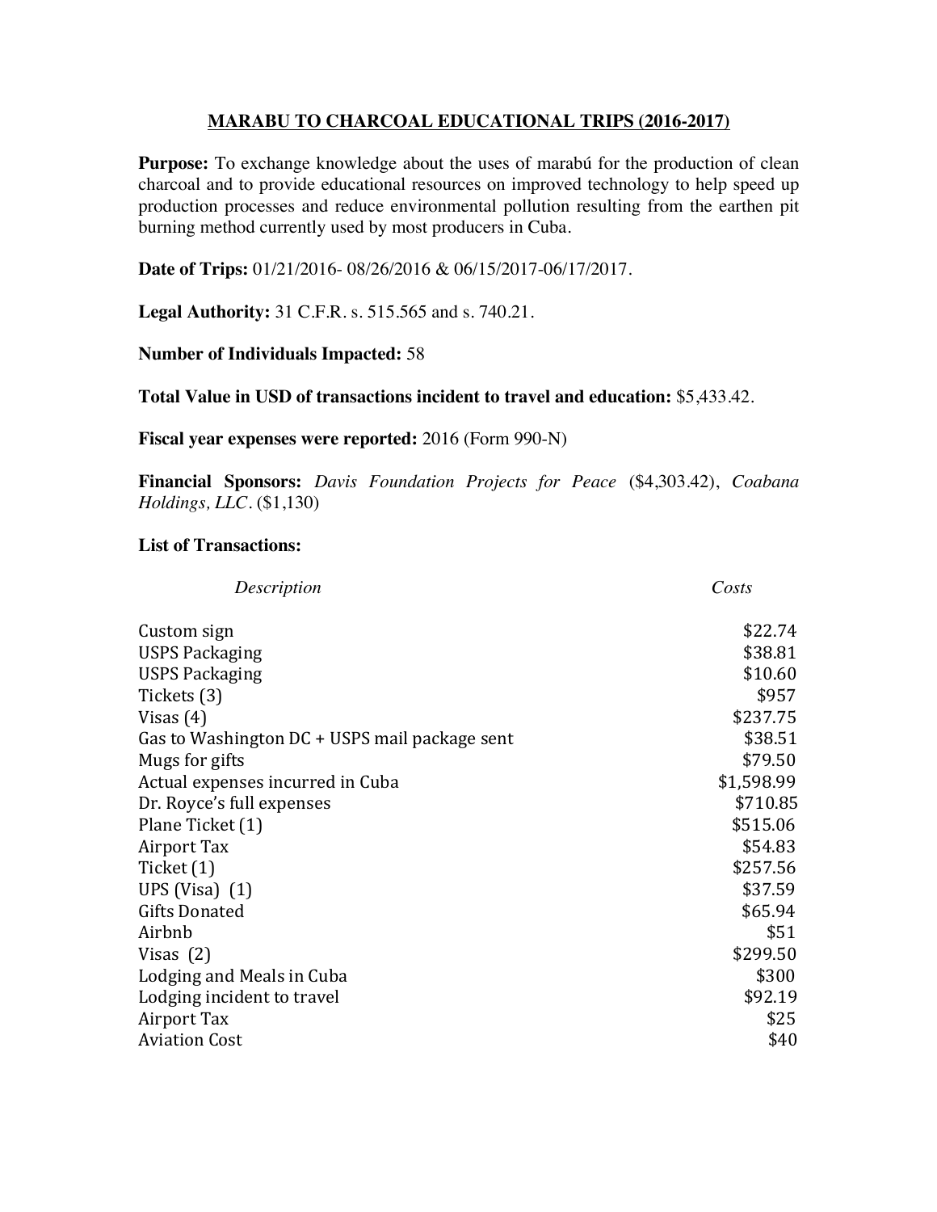# MARABU TO CHARCOAL EDUCATIONAL TRIPS (2016-2017)

**Purpose:** To exchange knowledge about the uses of marabú for the production of clean charcoal and to provide educational resources on improved technology to help speed up production processes and reduce environmental pollution resulting from the earthen pit burning method currently used by most producers in Cuba.

**Date of Trips:** 01/21/2016- 08/26/2016 & 06/15/2017-06/17/2017.

**Legal Authority:** 31 C.F.R. s. 515.565 and s. 740.21.

**Number of Individuals Impacted:** 58

**Total Value in USD of transactions incident to travel and education:** $5,433.42.

**Fiscal year expenses were reported:** 2016 (Form 990-N)

**Financial Sponsors:** *Davis Foundation Projects for Peace* ($4,303.42), *Coabana Holdings, LLC*. ($1,130)

**List of Transactions:**

| *Description* | *Costs* |
|---|---:|
| Custom sign | $22.74 |
| USPS Packaging | $38.81 |
| USPS Packaging | $10.60 |
| Tickets (3) | $957 |
| Visas (4) | $237.75 |
| Gas to Washington DC + USPS mail package sent | $38.51 |
| Mugs for gifts | $79.50 |
| Actual expenses incurred in Cuba | $1,598.99 |
| Dr. Royce's full expenses | $710.85 |
| Plane Ticket (1) | $515.06 |
| Airport Tax | $54.83 |
| Ticket (1) | $257.56 |
| UPS (Visa) (1) | $37.59 |
| Gifts Donated | $65.94 |
| Airbnb | $51 |
| Visas (2) | $299.50 |
| Lodging and Meals in Cuba | $300 |
| Lodging incident to travel | $92.19 |
| Airport Tax | $25 |
| Aviation Cost | $40 |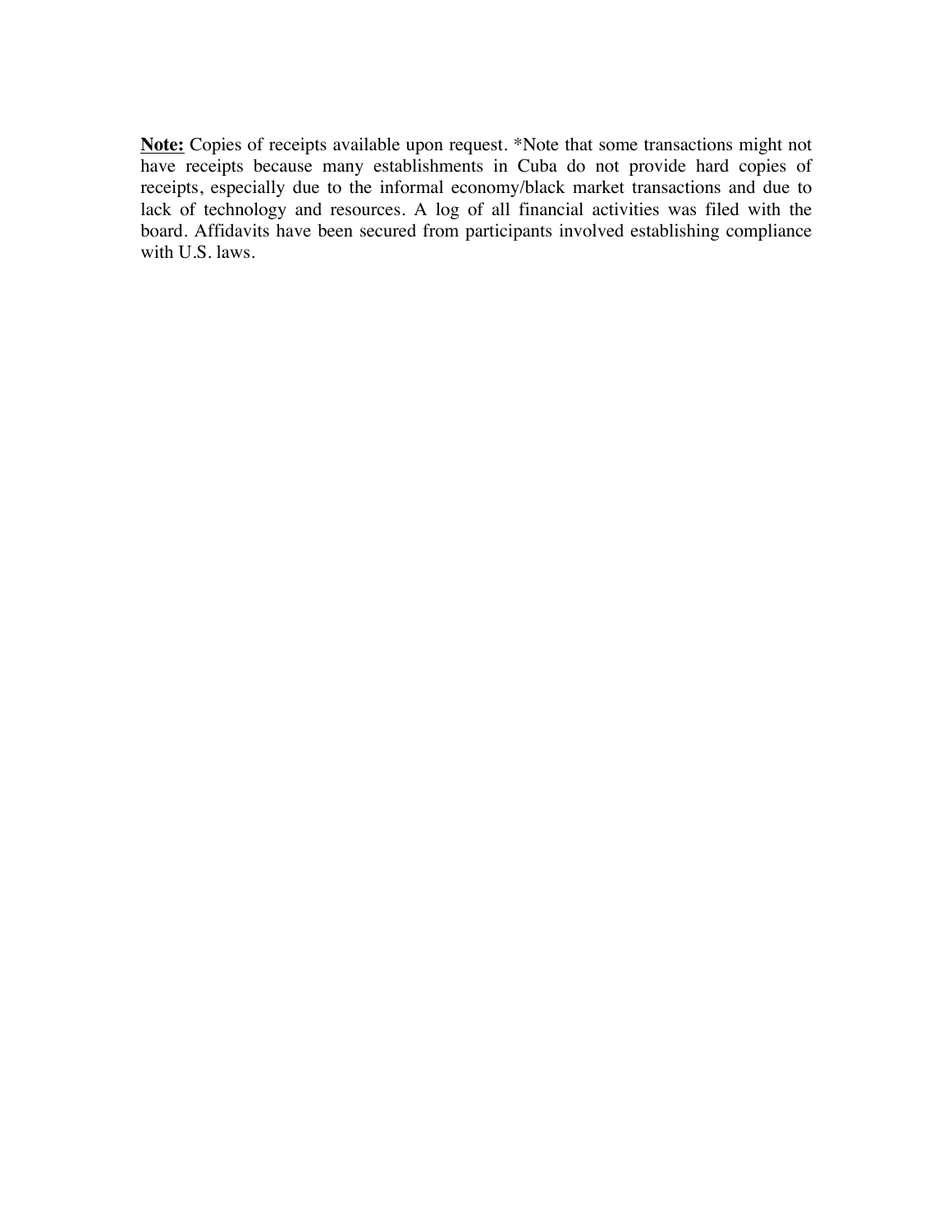**<u>Note:</u>** Copies of receipts available upon request. *Note that some transactions might not have receipts because many establishments in Cuba do not provide hard copies of receipts, especially due to the informal economy/black market transactions and due to lack of technology and resources. A log of all financial activities was filed with the board. Affidavits have been secured from participants involved establishing compliance with U.S. laws.